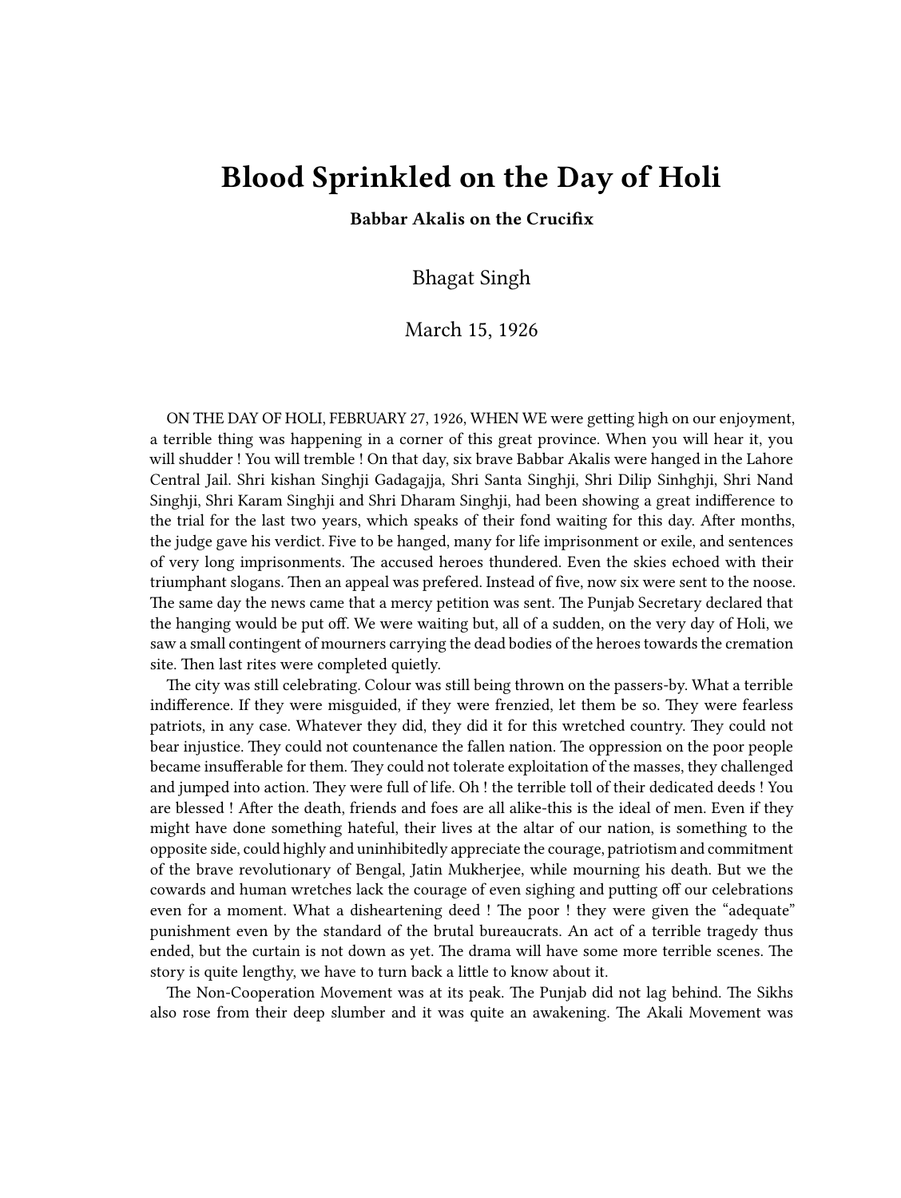# Blood Sprinkled on the Day of Holi

**Babbar Akalis on the Crucifix**

Bhagat Singh

March 15, 1926

ON THE DAY OF HOLI, FEBRUARY 27, 1926, WHEN WE were getting high on our enjoyment, a terrible thing was happening in a corner of this great province. When you will hear it, you will shudder ! You will tremble ! On that day, six brave Babbar Akalis were hanged in the Lahore Central Jail. Shri kishan Singhji Gadagajja, Shri Santa Singhji, Shri Dilip Sinhghji, Shri Nand Singhji, Shri Karam Singhji and Shri Dharam Singhji, had been showing a great indifference to the trial for the last two years, which speaks of their fond waiting for this day. After months, the judge gave his verdict. Five to be hanged, many for life imprisonment or exile, and sentences of very long imprisonments. The accused heroes thundered. Even the skies echoed with their triumphant slogans. Then an appeal was prefered. Instead of five, now six were sent to the noose. The same day the news came that a mercy petition was sent. The Punjab Secretary declared that the hanging would be put off. We were waiting but, all of a sudden, on the very day of Holi, we saw a small contingent of mourners carrying the dead bodies of the heroes towards the cremation site. Then last rites were completed quietly.

The city was still celebrating. Colour was still being thrown on the passers-by. What a terrible indifference. If they were misguided, if they were frenzied, let them be so. They were fearless patriots, in any case. Whatever they did, they did it for this wretched country. They could not bear injustice. They could not countenance the fallen nation. The oppression on the poor people became insufferable for them. They could not tolerate exploitation of the masses, they challenged and jumped into action. They were full of life. Oh ! the terrible toll of their dedicated deeds ! You are blessed ! After the death, friends and foes are all alike-this is the ideal of men. Even if they might have done something hateful, their lives at the altar of our nation, is something to the opposite side, could highly and uninhibitedly appreciate the courage, patriotism and commitment of the brave revolutionary of Bengal, Jatin Mukherjee, while mourning his death. But we the cowards and human wretches lack the courage of even sighing and putting off our celebrations even for a moment. What a disheartening deed ! The poor ! they were given the "adequate" punishment even by the standard of the brutal bureaucrats. An act of a terrible tragedy thus ended, but the curtain is not down as yet. The drama will have some more terrible scenes. The story is quite lengthy, we have to turn back a little to know about it.

The Non-Cooperation Movement was at its peak. The Punjab did not lag behind. The Sikhs also rose from their deep slumber and it was quite an awakening. The Akali Movement was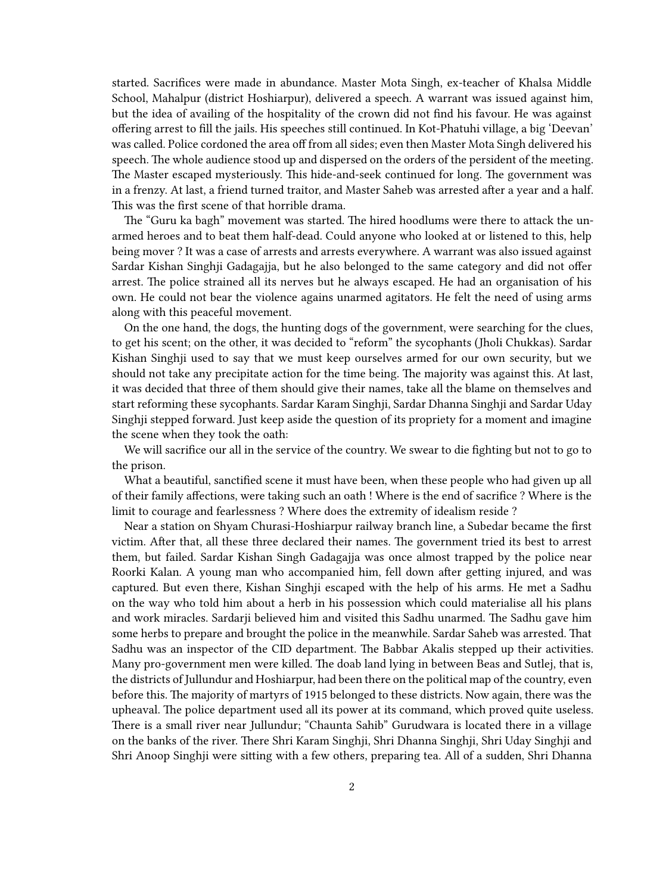started. Sacrifices were made in abundance. Master Mota Singh, ex-teacher of Khalsa Middle School, Mahalpur (district Hoshiarpur), delivered a speech. A warrant was issued against him, but the idea of availing of the hospitality of the crown did not find his favour. He was against offering arrest to fill the jails. His speeches still continued. In Kot-Phatuhi village, a big 'Deevan' was called. Police cordoned the area off from all sides; even then Master Mota Singh delivered his speech. The whole audience stood up and dispersed on the orders of the persident of the meeting. The Master escaped mysteriously. This hide-and-seek continued for long. The government was in a frenzy. At last, a friend turned traitor, and Master Saheb was arrested after a year and a half. This was the first scene of that horrible drama.

The "Guru ka bagh" movement was started. The hired hoodlums were there to attack the unarmed heroes and to beat them half-dead. Could anyone who looked at or listened to this, help being mover ? It was a case of arrests and arrests everywhere. A warrant was also issued against Sardar Kishan Singhji Gadagajja, but he also belonged to the same category and did not offer arrest. The police strained all its nerves but he always escaped. He had an organisation of his own. He could not bear the violence agains unarmed agitators. He felt the need of using arms along with this peaceful movement.

On the one hand, the dogs, the hunting dogs of the government, were searching for the clues, to get his scent; on the other, it was decided to "reform" the sycophants (Jholi Chukkas). Sardar Kishan Singhji used to say that we must keep ourselves armed for our own security, but we should not take any precipitate action for the time being. The majority was against this. At last, it was decided that three of them should give their names, take all the blame on themselves and start reforming these sycophants. Sardar Karam Singhji, Sardar Dhanna Singhji and Sardar Uday Singhji stepped forward. Just keep aside the question of its propriety for a moment and imagine the scene when they took the oath:

We will sacrifice our all in the service of the country. We swear to die fighting but not to go to the prison.

What a beautiful, sanctified scene it must have been, when these people who had given up all of their family affections, were taking such an oath ! Where is the end of sacrifice ? Where is the limit to courage and fearlessness ? Where does the extremity of idealism reside ?

Near a station on Shyam Churasi-Hoshiarpur railway branch line, a Subedar became the first victim. After that, all these three declared their names. The government tried its best to arrest them, but failed. Sardar Kishan Singh Gadagajja was once almost trapped by the police near Roorki Kalan. A young man who accompanied him, fell down after getting injured, and was captured. But even there, Kishan Singhji escaped with the help of his arms. He met a Sadhu on the way who told him about a herb in his possession which could materialise all his plans and work miracles. Sardarji believed him and visited this Sadhu unarmed. The Sadhu gave him some herbs to prepare and brought the police in the meanwhile. Sardar Saheb was arrested. That Sadhu was an inspector of the CID department. The Babbar Akalis stepped up their activities. Many pro-government men were killed. The doab land lying in between Beas and Sutlej, that is, the districts of Jullundur and Hoshiarpur, had been there on the political map of the country, even before this. The majority of martyrs of 1915 belonged to these districts. Now again, there was the upheaval. The police department used all its power at its command, which proved quite useless. There is a small river near Jullundur; "Chaunta Sahib" Gurudwara is located there in a village on the banks of the river. There Shri Karam Singhji, Shri Dhanna Singhji, Shri Uday Singhji and Shri Anoop Singhji were sitting with a few others, preparing tea. All of a sudden, Shri Dhanna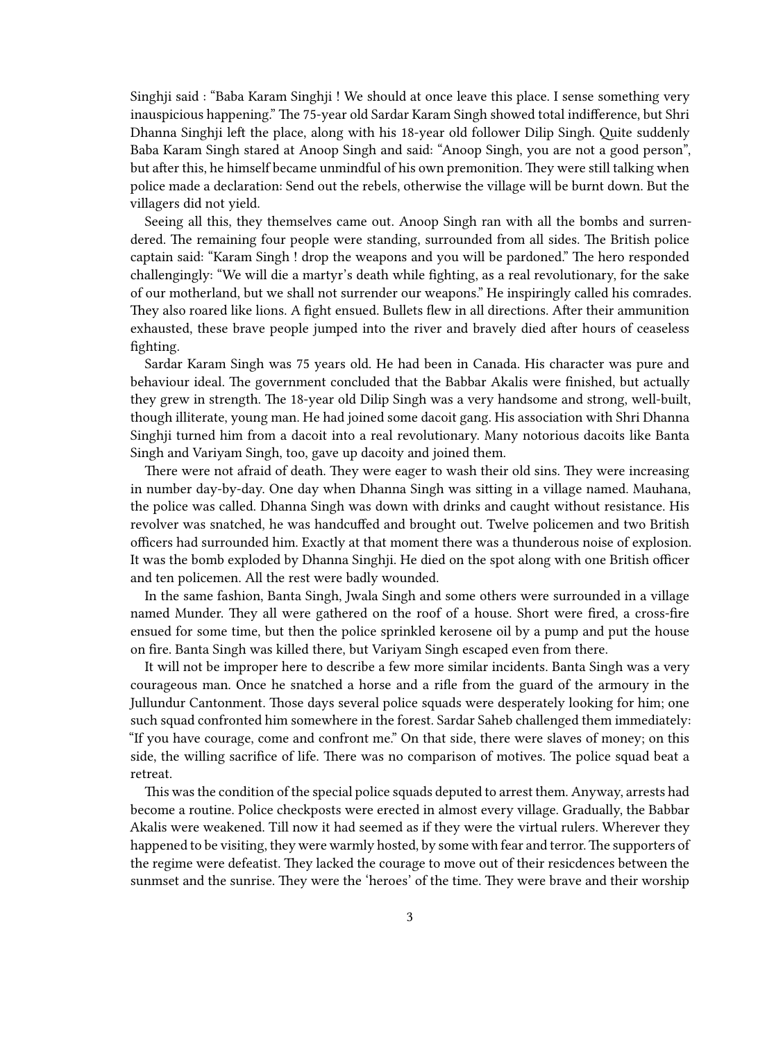Singhji said : "Baba Karam Singhji ! We should at once leave this place. I sense something very inauspicious happening." The 75-year old Sardar Karam Singh showed total indifference, but Shri Dhanna Singhji left the place, along with his 18-year old follower Dilip Singh. Quite suddenly Baba Karam Singh stared at Anoop Singh and said: "Anoop Singh, you are not a good person", but after this, he himself became unmindful of his own premonition. They were still talking when police made a declaration: Send out the rebels, otherwise the village will be burnt down. But the villagers did not yield.

Seeing all this, they themselves came out. Anoop Singh ran with all the bombs and surrendered. The remaining four people were standing, surrounded from all sides. The British police captain said: "Karam Singh ! drop the weapons and you will be pardoned." The hero responded challengingly: "We will die a martyr's death while fighting, as a real revolutionary, for the sake of our motherland, but we shall not surrender our weapons." He inspiringly called his comrades. They also roared like lions. A fight ensued. Bullets flew in all directions. After their ammunition exhausted, these brave people jumped into the river and bravely died after hours of ceaseless fighting.

Sardar Karam Singh was 75 years old. He had been in Canada. His character was pure and behaviour ideal. The government concluded that the Babbar Akalis were finished, but actually they grew in strength. The 18-year old Dilip Singh was a very handsome and strong, well-built, though illiterate, young man. He had joined some dacoit gang. His association with Shri Dhanna Singhji turned him from a dacoit into a real revolutionary. Many notorious dacoits like Banta Singh and Variyam Singh, too, gave up dacoity and joined them.

There were not afraid of death. They were eager to wash their old sins. They were increasing in number day-by-day. One day when Dhanna Singh was sitting in a village named. Mauhana, the police was called. Dhanna Singh was down with drinks and caught without resistance. His revolver was snatched, he was handcuffed and brought out. Twelve policemen and two British officers had surrounded him. Exactly at that moment there was a thunderous noise of explosion. It was the bomb exploded by Dhanna Singhji. He died on the spot along with one British officer and ten policemen. All the rest were badly wounded.

In the same fashion, Banta Singh, Jwala Singh and some others were surrounded in a village named Munder. They all were gathered on the roof of a house. Short were fired, a cross-fire ensued for some time, but then the police sprinkled kerosene oil by a pump and put the house on fire. Banta Singh was killed there, but Variyam Singh escaped even from there.

It will not be improper here to describe a horse and a few more similar incidents. Banta Singh was a very courageous man. Once he snatched a horse and a rifle from the guard of the armoury in the Jullundur Cantonment. Those days several police squads were desperately looking for him; one such squad confronted him somewhere in the forest. Sardar Saheb challenged them immediately: "If you have courage, come and confront me." On that side, there were slaves of money; on this side, the willing sacrifice of life. There was no comparison of motives. The police squad beat a retreat.

This was the condition of the special police squads deputed to arrest them. Anyway, arrests had become a routine. Police checkposts were erected in almost every village. Gradually, the Babbar Akalis were weakened. Till now it had seemed as if they were the virtual rulers. Wherever they happened to be visiting, they were warmly hosted, by some with fear and terror. The supporters of the regime were defeatist. They lacked the courage to move out of their resicdences between the sunmset and the sunrise. They were the 'heroes' of the time. They were brave and their worship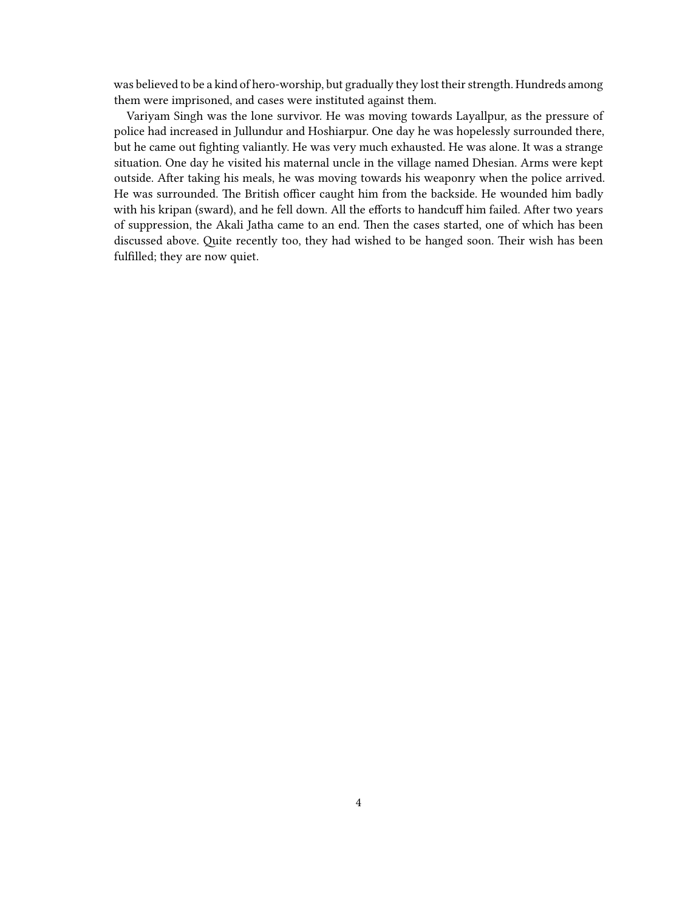was believed to be a kind of hero-worship, but gradually they lost their strength. Hundreds among them were imprisoned, and cases were instituted against them.

Variyam Singh was the lone survivor. He was moving towards Layallpur, as the pressure of police had increased in Jullundur and Hoshiarpur. One day he was hopelessly surrounded there, but he came out fighting valiantly. He was very much exhausted. He was alone. It was a strange situation. One day he visited his maternal uncle in the village named Dhesian. Arms were kept outside. After taking his meals, he was moving towards his weaponry when the police arrived. He was surrounded. The British officer caught him from the backside. He wounded him badly with his kripan (sward), and he fell down. All the efforts to handcuff him failed. After two years of suppression, the Akali Jatha came to an end. Then the cases started, one of which has been discussed above. Quite recently too, they had wished to be hanged soon. Their wish has been fulfilled; they are now quiet.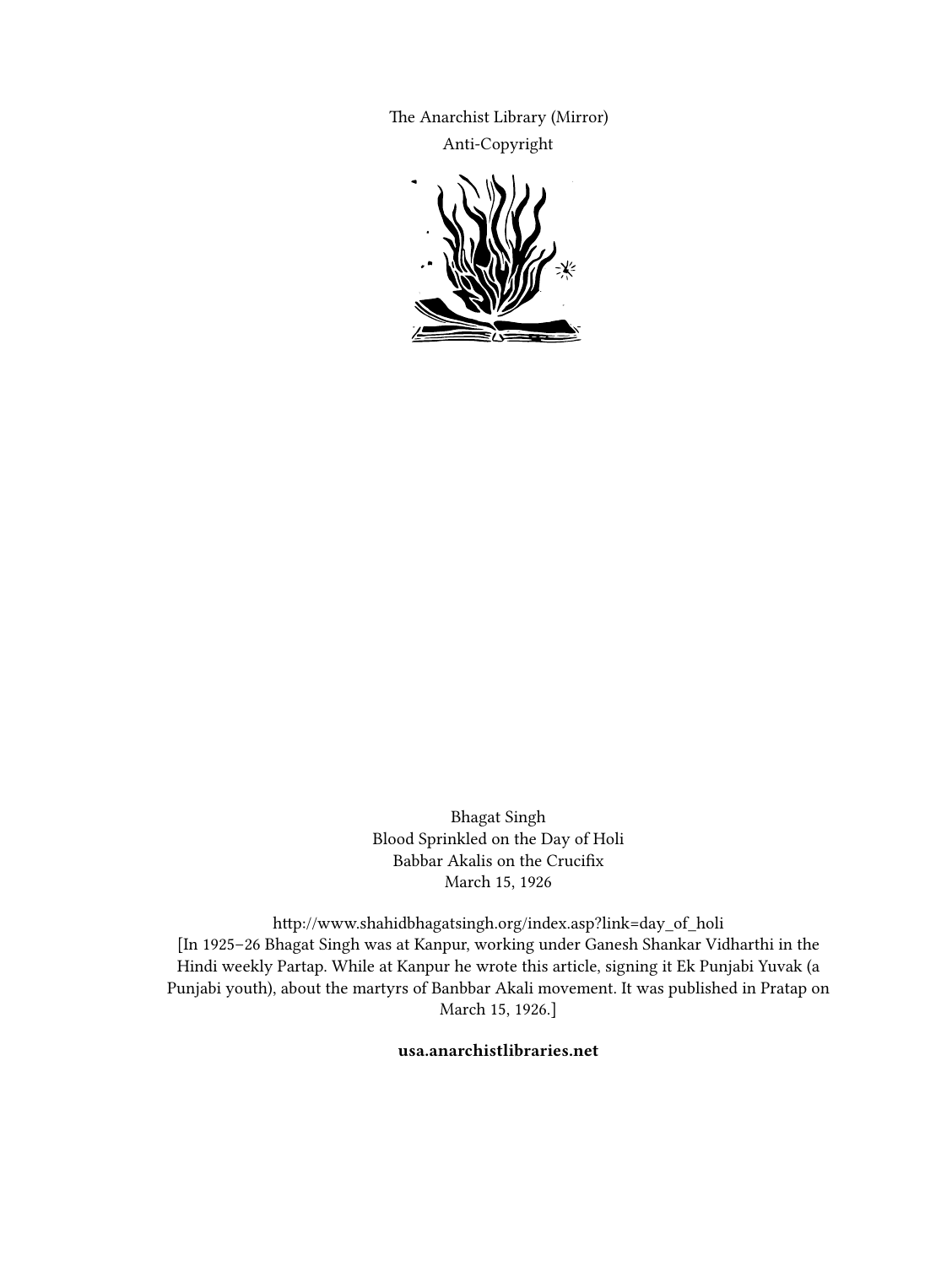The Anarchist Library (Mirror)
Anti-Copyright

Bhagat Singh
Blood Sprinkled on the Day of Holi
Babbar Akalis on the Crucifix
March 15, 1926

http://www.shahidbhagatsingh.org/index.asp?link=day_of_holi
[In 1925–26 Bhagat Singh was at Kanpur, working under Ganesh Shankar Vidharthi in the Hindi weekly Partap. While at Kanpur he wrote this article, signing it Ek Punjabi Yuvak (a Punjabi youth), about the martyrs of Banbbar Akali movement. It was published in Pratap on March 15, 1926.]

**usa.anarchistlibraries.net**